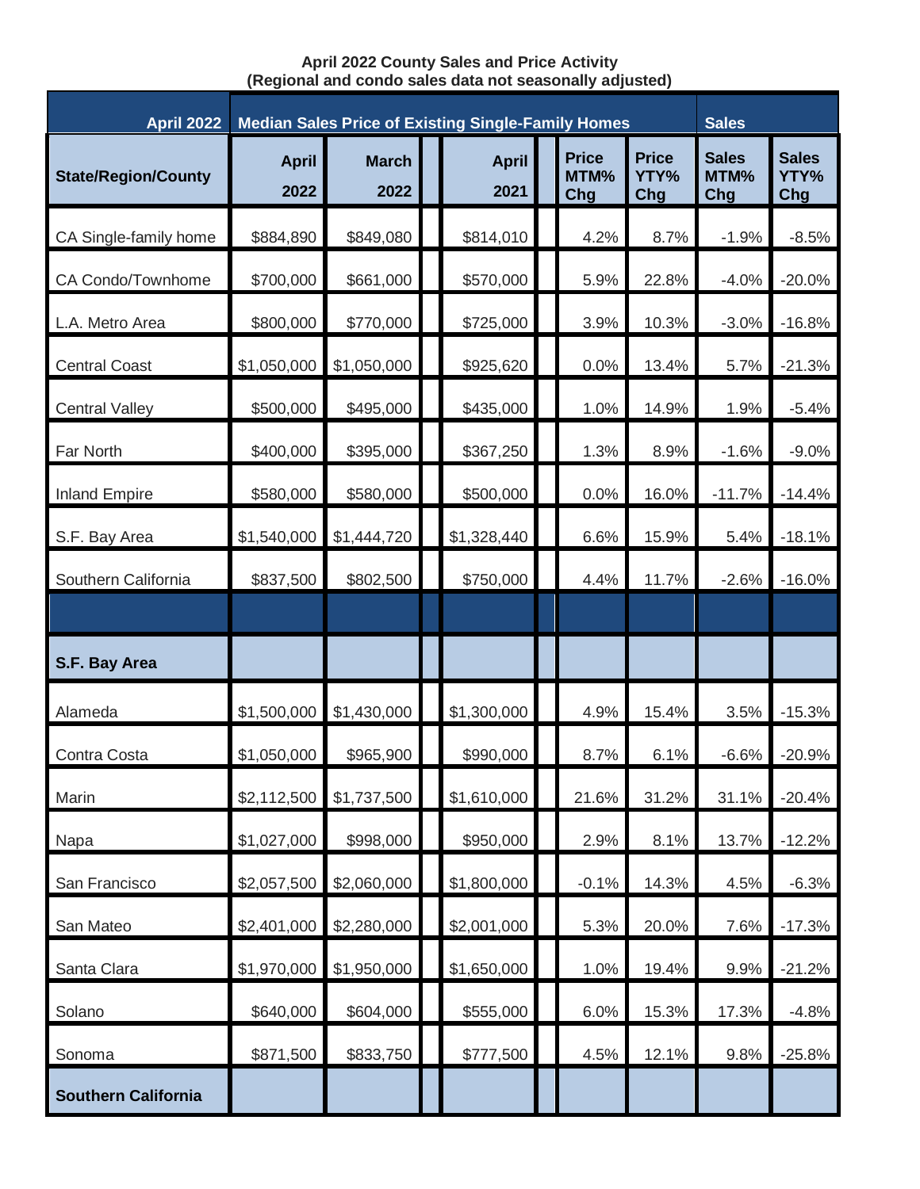**April 2022 County Sales and Price Activity**
**(Regional and condo sales data not seasonally adjusted)**

| April 2022 | Median Sales Price of Existing Single-Family Homes | | | | | Sales | |
|---|---|---|---|---|---|---|---|
| **State/Region/County** | **April 2022** | **March 2022** | **April 2021** | **Price MTM% Chg** | **Price YTY% Chg** | **Sales MTM% Chg** | **Sales YTY% Chg** |
| CA Single-family home | $884,890 | $849,080 | $814,010 | 4.2% | 8.7% | -1.9% | -8.5% |
| CA Condo/Townhome | $700,000 | $661,000 | $570,000 | 5.9% | 22.8% | -4.0% | -20.0% |
| L.A. Metro Area | $800,000 | $770,000 | $725,000 | 3.9% | 10.3% | -3.0% | -16.8% |
| Central Coast | $1,050,000 | $1,050,000 | $925,620 | 0.0% | 13.4% | 5.7% | -21.3% |
| Central Valley | $500,000 | $495,000 | $435,000 | 1.0% | 14.9% | 1.9% | -5.4% |
| Far North | $400,000 | $395,000 | $367,250 | 1.3% | 8.9% | -1.6% | -9.0% |
| Inland Empire | $580,000 | $580,000 | $500,000 | 0.0% | 16.0% | -11.7% | -14.4% |
| S.F. Bay Area | $1,540,000 | $1,444,720 | $1,328,440 | 6.6% | 15.9% | 5.4% | -18.1% |
| Southern California | $837,500 | $802,500 | $750,000 | 4.4% | 11.7% | -2.6% | -16.0% |
| | | | | | | | |
| **S.F. Bay Area** | | | | | | | |
| Alameda | $1,500,000 | $1,430,000 | $1,300,000 | 4.9% | 15.4% | 3.5% | -15.3% |
| Contra Costa | $1,050,000 | $965,900 | $990,000 | 8.7% | 6.1% | -6.6% | -20.9% |
| Marin | $2,112,500 | $1,737,500 | $1,610,000 | 21.6% | 31.2% | 31.1% | -20.4% |
| Napa | $1,027,000 | $998,000 | $950,000 | 2.9% | 8.1% | 13.7% | -12.2% |
| San Francisco | $2,057,500 | $2,060,000 | $1,800,000 | -0.1% | 14.3% | 4.5% | -6.3% |
| San Mateo | $2,401,000 | $2,280,000 | $2,001,000 | 5.3% | 20.0% | 7.6% | -17.3% |
| Santa Clara | $1,970,000 | $1,950,000 | $1,650,000 | 1.0% | 19.4% | 9.9% | -21.2% |
| Solano | $640,000 | $604,000 | $555,000 | 6.0% | 15.3% | 17.3% | -4.8% |
| Sonoma | $871,500 | $833,750 | $777,500 | 4.5% | 12.1% | 9.8% | -25.8% |
| **Southern California** | | | | | | | |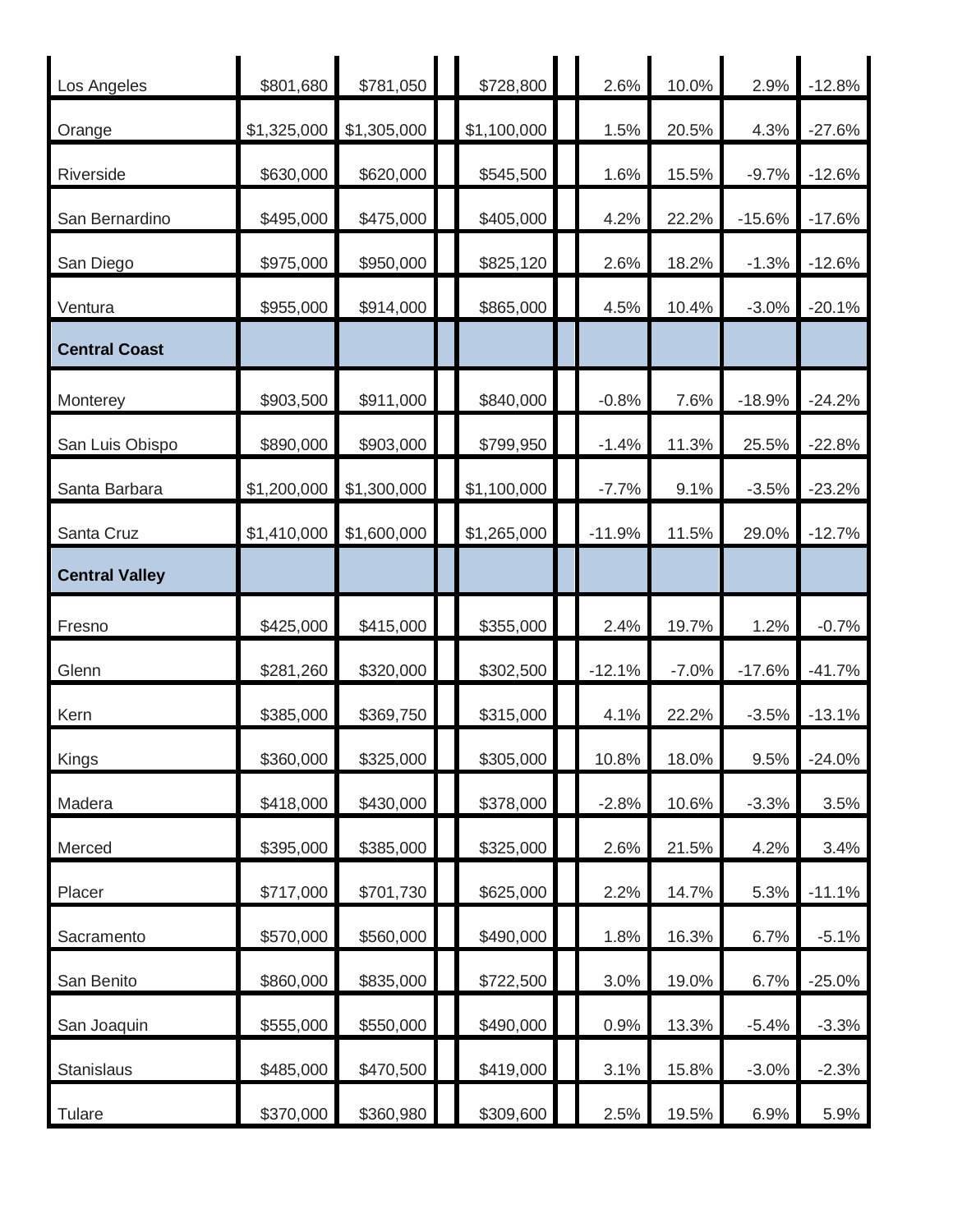| | | | | | | | | | | |
|---|---|---|---|---|---|---|---|---|---|---|
| Los Angeles | $801,680 | $781,050 | | $728,800 | | 2.6% | 10.0% | 2.9% | -12.8% |
| Orange | $1,325,000 | $1,305,000 | | $1,100,000 | | 1.5% | 20.5% | 4.3% | -27.6% |
| Riverside | $630,000 | $620,000 | | $545,500 | | 1.6% | 15.5% | -9.7% | -12.6% |
| San Bernardino | $495,000 | $475,000 | | $405,000 | | 4.2% | 22.2% | -15.6% | -17.6% |
| San Diego | $975,000 | $950,000 | | $825,120 | | 2.6% | 18.2% | -1.3% | -12.6% |
| Ventura | $955,000 | $914,000 | | $865,000 | | 4.5% | 10.4% | -3.0% | -20.1% |
| **Central Coast** | | | | | | | | | |
| Monterey | $903,500 | $911,000 | | $840,000 | | -0.8% | 7.6% | -18.9% | -24.2% |
| San Luis Obispo | $890,000 | $903,000 | | $799,950 | | -1.4% | 11.3% | 25.5% | -22.8% |
| Santa Barbara | $1,200,000 | $1,300,000 | | $1,100,000 | | -7.7% | 9.1% | -3.5% | -23.2% |
| Santa Cruz | $1,410,000 | $1,600,000 | | $1,265,000 | | -11.9% | 11.5% | 29.0% | -12.7% |
| **Central Valley** | | | | | | | | | |
| Fresno | $425,000 | $415,000 | | $355,000 | | 2.4% | 19.7% | 1.2% | -0.7% |
| Glenn | $281,260 | $320,000 | | $302,500 | | -12.1% | -7.0% | -17.6% | -41.7% |
| Kern | $385,000 | $369,750 | | $315,000 | | 4.1% | 22.2% | -3.5% | -13.1% |
| Kings | $360,000 | $325,000 | | $305,000 | | 10.8% | 18.0% | 9.5% | -24.0% |
| Madera | $418,000 | $430,000 | | $378,000 | | -2.8% | 10.6% | -3.3% | 3.5% |
| Merced | $395,000 | $385,000 | | $325,000 | | 2.6% | 21.5% | 4.2% | 3.4% |
| Placer | $717,000 | $701,730 | | $625,000 | | 2.2% | 14.7% | 5.3% | -11.1% |
| Sacramento | $570,000 | $560,000 | | $490,000 | | 1.8% | 16.3% | 6.7% | -5.1% |
| San Benito | $860,000 | $835,000 | | $722,500 | | 3.0% | 19.0% | 6.7% | -25.0% |
| San Joaquin | $555,000 | $550,000 | | $490,000 | | 0.9% | 13.3% | -5.4% | -3.3% |
| Stanislaus | $485,000 | $470,500 | | $419,000 | | 3.1% | 15.8% | -3.0% | -2.3% |
| Tulare | $370,000 | $360,980 | | $309,600 | | 2.5% | 19.5% | 6.9% | 5.9% |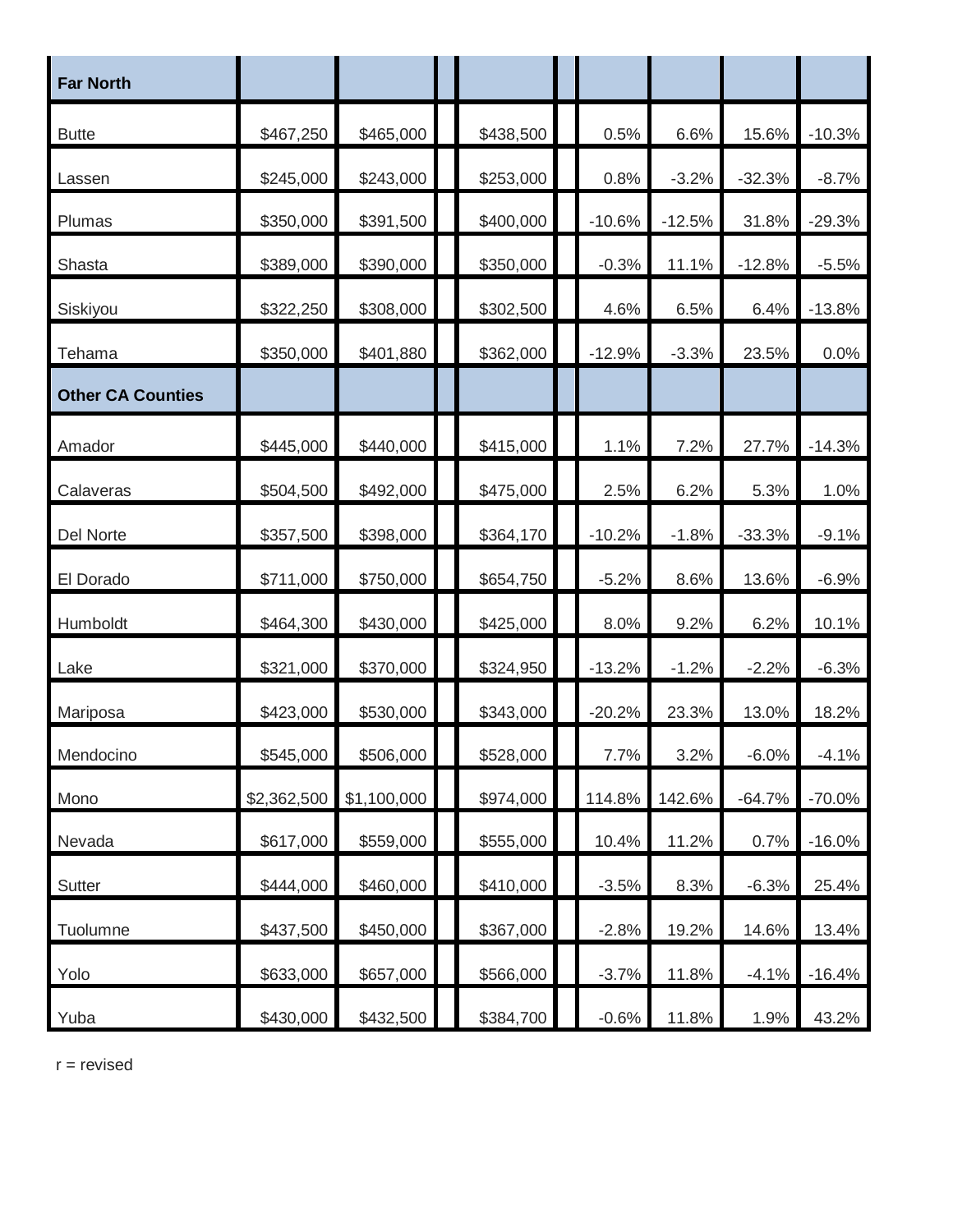| Far North | | | | | | | | | | |
|---|---|---|---|---|---|---|---|---|---|---|
| Butte | $467,250 | $465,000 | | $438,500 | | 0.5% | 6.6% | 15.6% | -10.3% |
| Lassen | $245,000 | $243,000 | | $253,000 | | 0.8% | -3.2% | -32.3% | -8.7% |
| Plumas | $350,000 | $391,500 | | $400,000 | | -10.6% | -12.5% | 31.8% | -29.3% |
| Shasta | $389,000 | $390,000 | | $350,000 | | -0.3% | 11.1% | -12.8% | -5.5% |
| Siskiyou | $322,250 | $308,000 | | $302,500 | | 4.6% | 6.5% | 6.4% | -13.8% |
| Tehama | $350,000 | $401,880 | | $362,000 | | -12.9% | -3.3% | 23.5% | 0.0% |
| **Other CA Counties** | | | | | | | | | |
| Amador | $445,000 | $440,000 | | $415,000 | | 1.1% | 7.2% | 27.7% | -14.3% |
| Calaveras | $504,500 | $492,000 | | $475,000 | | 2.5% | 6.2% | 5.3% | 1.0% |
| Del Norte | $357,500 | $398,000 | | $364,170 | | -10.2% | -1.8% | -33.3% | -9.1% |
| El Dorado | $711,000 | $750,000 | | $654,750 | | -5.2% | 8.6% | 13.6% | -6.9% |
| Humboldt | $464,300 | $430,000 | | $425,000 | | 8.0% | 9.2% | 6.2% | 10.1% |
| Lake | $321,000 | $370,000 | | $324,950 | | -13.2% | -1.2% | -2.2% | -6.3% |
| Mariposa | $423,000 | $530,000 | | $343,000 | | -20.2% | 23.3% | 13.0% | 18.2% |
| Mendocino | $545,000 | $506,000 | | $528,000 | | 7.7% | 3.2% | -6.0% | -4.1% |
| Mono | $2,362,500 | $1,100,000 | | $974,000 | | 114.8% | 142.6% | -64.7% | -70.0% |
| Nevada | $617,000 | $559,000 | | $555,000 | | 10.4% | 11.2% | 0.7% | -16.0% |
| Sutter | $444,000 | $460,000 | | $410,000 | | -3.5% | 8.3% | -6.3% | 25.4% |
| Tuolumne | $437,500 | $450,000 | | $367,000 | | -2.8% | 19.2% | 14.6% | 13.4% |
| Yolo | $633,000 | $657,000 | | $566,000 | | -3.7% | 11.8% | -4.1% | -16.4% |
| Yuba | $430,000 | $432,500 | | $384,700 | | -0.6% | 11.8% | 1.9% | 43.2% |

r = revised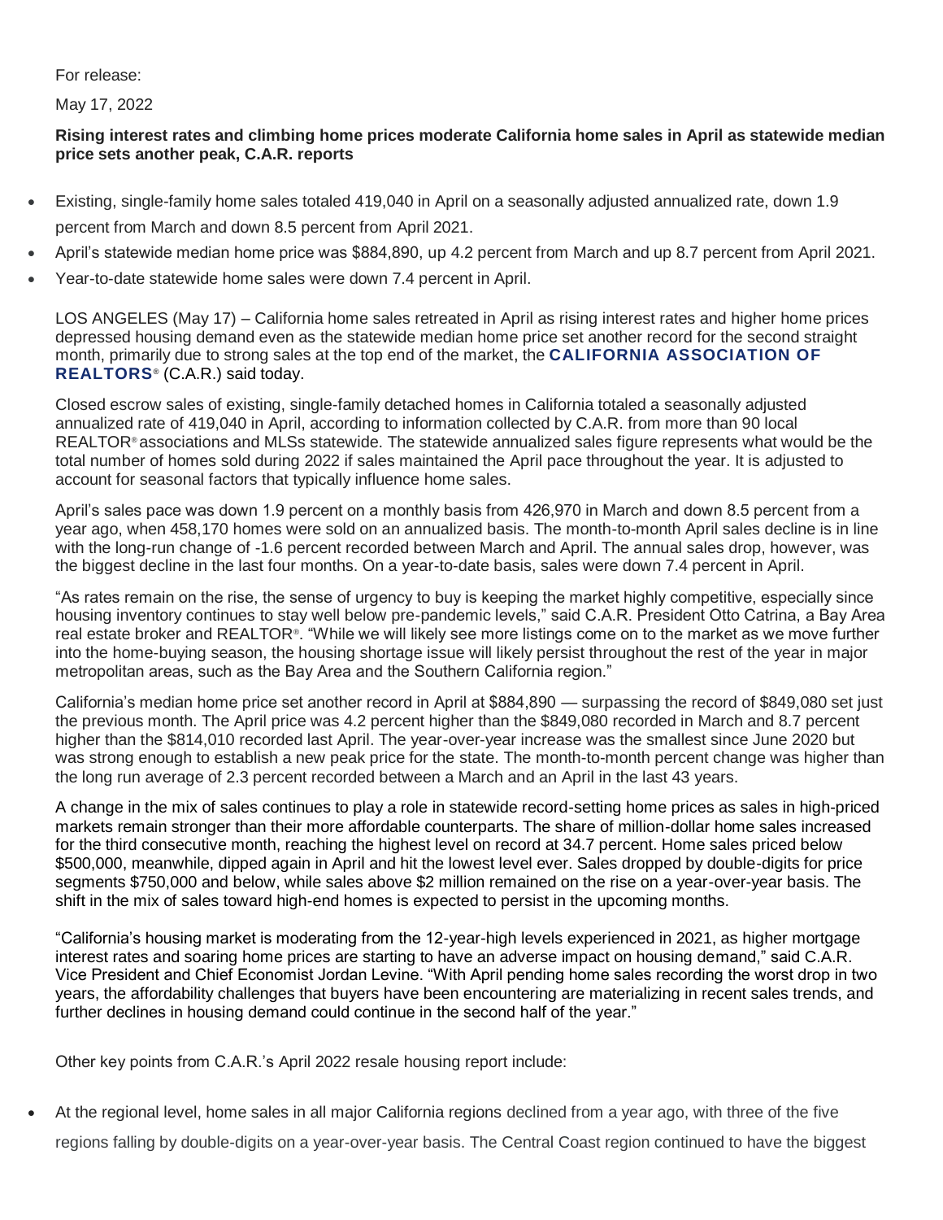For release:

May 17, 2022

**Rising interest rates and climbing home prices moderate California home sales in April as statewide median price sets another peak, C.A.R. reports**

- Existing, single-family home sales totaled 419,040 in April on a seasonally adjusted annualized rate, down 1.9 percent from March and down 8.5 percent from April 2021.
- April's statewide median home price was $884,890, up 4.2 percent from March and up 8.7 percent from April 2021.
- Year-to-date statewide home sales were down 7.4 percent in April.

LOS ANGELES (May 17) – California home sales retreated in April as rising interest rates and higher home prices depressed housing demand even as the statewide median home price set another record for the second straight month, primarily due to strong sales at the top end of the market, the **CALIFORNIA ASSOCIATION OF REALTORS®** (C.A.R.) said today.

Closed escrow sales of existing, single-family detached homes in California totaled a seasonally adjusted annualized rate of 419,040 in April, according to information collected by C.A.R. from more than 90 local REALTOR® associations and MLSs statewide. The statewide annualized sales figure represents what would be the total number of homes sold during 2022 if sales maintained the April pace throughout the year. It is adjusted to account for seasonal factors that typically influence home sales.

April's sales pace was down 1.9 percent on a monthly basis from 426,970 in March and down 8.5 percent from a year ago, when 458,170 homes were sold on an annualized basis. The month-to-month April sales decline is in line with the long-run change of -1.6 percent recorded between March and April. The annual sales drop, however, was the biggest decline in the last four months. On a year-to-date basis, sales were down 7.4 percent in April.

"As rates remain on the rise, the sense of urgency to buy is keeping the market highly competitive, especially since housing inventory continues to stay well below pre-pandemic levels," said C.A.R. President Otto Catrina, a Bay Area real estate broker and REALTOR®. "While we will likely see more listings come on to the market as we move further into the home-buying season, the housing shortage issue will likely persist throughout the rest of the year in major metropolitan areas, such as the Bay Area and the Southern California region."

California's median home price set another record in April at $884,890 — surpassing the record of $849,080 set just the previous month. The April price was 4.2 percent higher than the $849,080 recorded in March and 8.7 percent higher than the $814,010 recorded last April. The year-over-year increase was the smallest since June 2020 but was strong enough to establish a new peak price for the state. The month-to-month percent change was higher than the long run average of 2.3 percent recorded between a March and an April in the last 43 years.

A change in the mix of sales continues to play a role in statewide record-setting home prices as sales in high-priced markets remain stronger than their more affordable counterparts. The share of million-dollar home sales increased for the third consecutive month, reaching the highest level on record at 34.7 percent. Home sales priced below $500,000, meanwhile, dipped again in April and hit the lowest level ever. Sales dropped by double-digits for price segments $750,000 and below, while sales above $2 million remained on the rise on a year-over-year basis. The shift in the mix of sales toward high-end homes is expected to persist in the upcoming months.

"California's housing market is moderating from the 12-year-high levels experienced in 2021, as higher mortgage interest rates and soaring home prices are starting to have an adverse impact on housing demand," said C.A.R. Vice President and Chief Economist Jordan Levine. "With April pending home sales recording the worst drop in two years, the affordability challenges that buyers have been encountering are materializing in recent sales trends, and further declines in housing demand could continue in the second half of the year."

Other key points from C.A.R.'s April 2022 resale housing report include:

- At the regional level, home sales in all major California regions declined from a year ago, with three of the five regions falling by double-digits on a year-over-year basis. The Central Coast region continued to have the biggest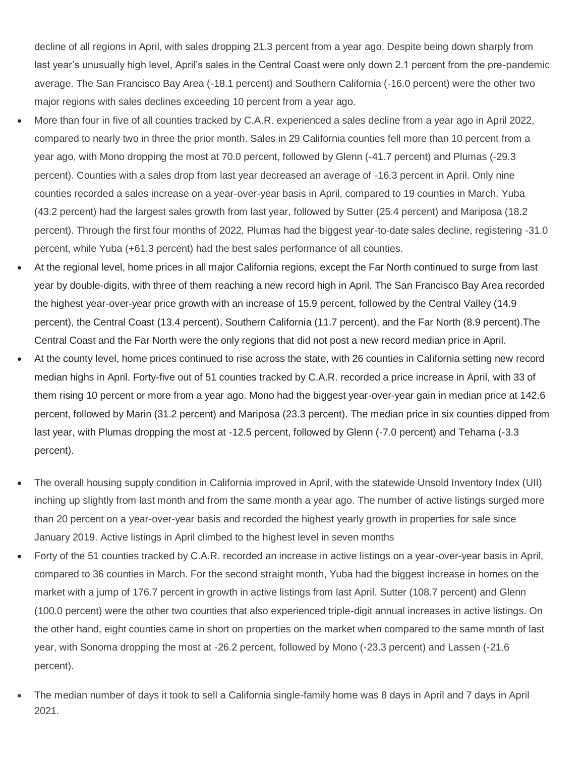decline of all regions in April, with sales dropping 21.3 percent from a year ago. Despite being down sharply from last year's unusually high level, April's sales in the Central Coast were only down 2.1 percent from the pre-pandemic average. The San Francisco Bay Area (-18.1 percent) and Southern California (-16.0 percent) were the other two major regions with sales declines exceeding 10 percent from a year ago.

- More than four in five of all counties tracked by C.A.R. experienced a sales decline from a year ago in April 2022, compared to nearly two in three the prior month. Sales in 29 California counties fell more than 10 percent from a year ago, with Mono dropping the most at 70.0 percent, followed by Glenn (-41.7 percent) and Plumas (-29.3 percent). Counties with a sales drop from last year decreased an average of -16.3 percent in April. Only nine counties recorded a sales increase on a year-over-year basis in April, compared to 19 counties in March. Yuba (43.2 percent) had the largest sales growth from last year, followed by Sutter (25.4 percent) and Mariposa (18.2 percent). Through the first four months of 2022, Plumas had the biggest year-to-date sales decline, registering -31.0 percent, while Yuba (+61.3 percent) had the best sales performance of all counties.
- At the regional level, home prices in all major California regions, except the Far North continued to surge from last year by double-digits, with three of them reaching a new record high in April. The San Francisco Bay Area recorded the highest year-over-year price growth with an increase of 15.9 percent, followed by the Central Valley (14.9 percent), the Central Coast (13.4 percent), Southern California (11.7 percent), and the Far North (8.9 percent).The Central Coast and the Far North were the only regions that did not post a new record median price in April.
- At the county level, home prices continued to rise across the state, with 26 counties in California setting new record median highs in April. Forty-five out of 51 counties tracked by C.A.R. recorded a price increase in April, with 33 of them rising 10 percent or more from a year ago. Mono had the biggest year-over-year gain in median price at 142.6 percent, followed by Marin (31.2 percent) and Mariposa (23.3 percent). The median price in six counties dipped from last year, with Plumas dropping the most at -12.5 percent, followed by Glenn (-7.0 percent) and Tehama (-3.3 percent).
- The overall housing supply condition in California improved in April, with the statewide Unsold Inventory Index (UII) inching up slightly from last month and from the same month a year ago. The number of active listings surged more than 20 percent on a year-over-year basis and recorded the highest yearly growth in properties for sale since January 2019. Active listings in April climbed to the highest level in seven months
- Forty of the 51 counties tracked by C.A.R. recorded an increase in active listings on a year-over-year basis in April, compared to 36 counties in March. For the second straight month, Yuba had the biggest increase in homes on the market with a jump of 176.7 percent in growth in active listings from last April. Sutter (108.7 percent) and Glenn (100.0 percent) were the other two counties that also experienced triple-digit annual increases in active listings. On the other hand, eight counties came in short on properties on the market when compared to the same month of last year, with Sonoma dropping the most at -26.2 percent, followed by Mono (-23.3 percent) and Lassen (-21.6 percent).
- The median number of days it took to sell a California single-family home was 8 days in April and 7 days in April 2021.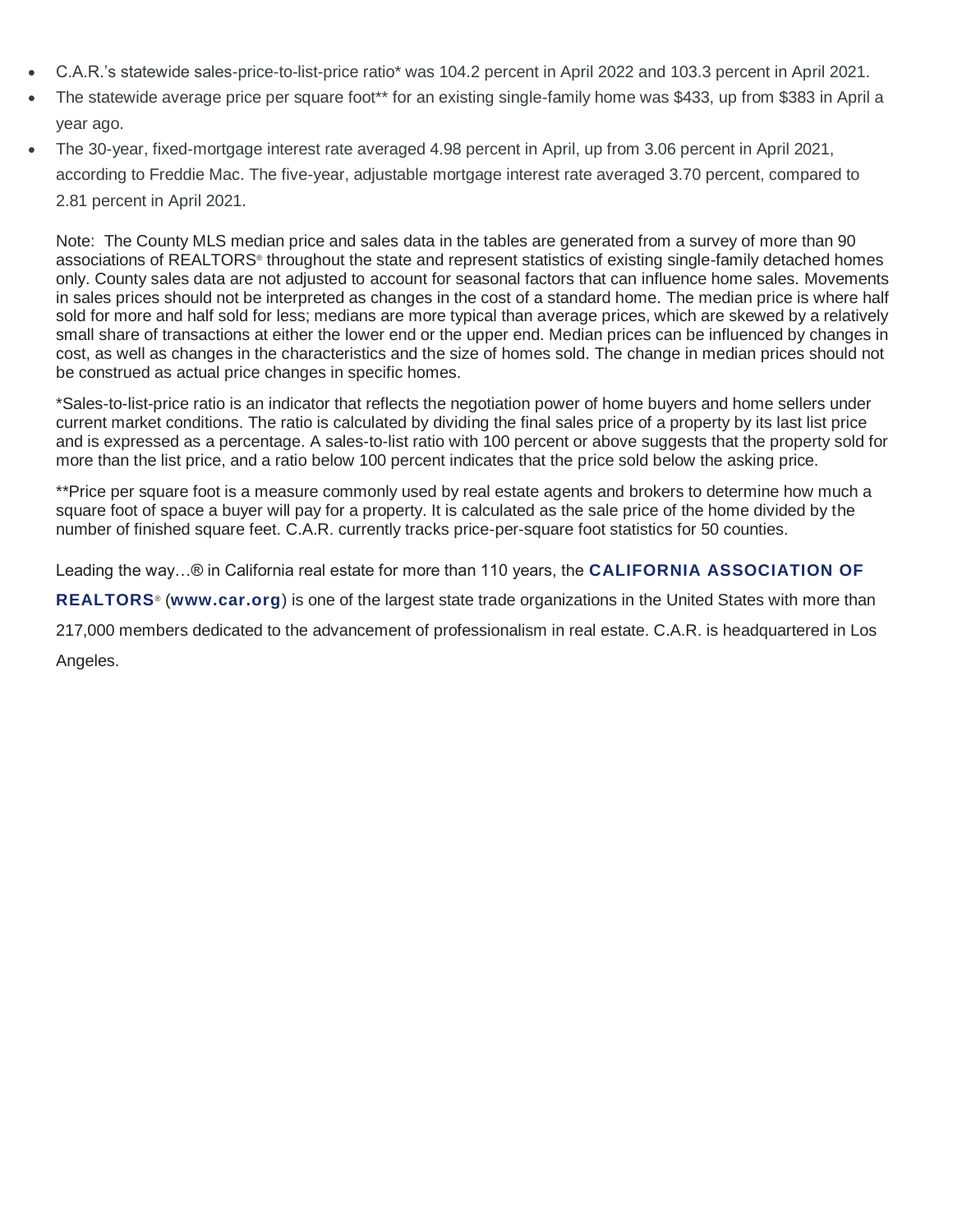- C.A.R.'s statewide sales-price-to-list-price ratio* was 104.2 percent in April 2022 and 103.3 percent in April 2021.
- The statewide average price per square foot** for an existing single-family home was $433, up from $383 in April a year ago.
- The 30-year, fixed-mortgage interest rate averaged 4.98 percent in April, up from 3.06 percent in April 2021, according to Freddie Mac. The five-year, adjustable mortgage interest rate averaged 3.70 percent, compared to 2.81 percent in April 2021.

Note: The County MLS median price and sales data in the tables are generated from a survey of more than 90 associations of REALTORS® throughout the state and represent statistics of existing single-family detached homes only. County sales data are not adjusted to account for seasonal factors that can influence home sales. Movements in sales prices should not be interpreted as changes in the cost of a standard home. The median price is where half sold for more and half sold for less; medians are more typical than average prices, which are skewed by a relatively small share of transactions at either the lower end or the upper end. Median prices can be influenced by changes in cost, as well as changes in the characteristics and the size of homes sold. The change in median prices should not be construed as actual price changes in specific homes.

*Sales-to-list-price ratio is an indicator that reflects the negotiation power of home buyers and home sellers under current market conditions. The ratio is calculated by dividing the final sales price of a property by its last list price and is expressed as a percentage. A sales-to-list ratio with 100 percent or above suggests that the property sold for more than the list price, and a ratio below 100 percent indicates that the price sold below the asking price.

**Price per square foot is a measure commonly used by real estate agents and brokers to determine how much a square foot of space a buyer will pay for a property. It is calculated as the sale price of the home divided by the number of finished square feet. C.A.R. currently tracks price-per-square foot statistics for 50 counties.

Leading the way…® in California real estate for more than 110 years, the **CALIFORNIA ASSOCIATION OF REALTORS®** (**www.car.org**) is one of the largest state trade organizations in the United States with more than 217,000 members dedicated to the advancement of professionalism in real estate. C.A.R. is headquartered in Los Angeles.